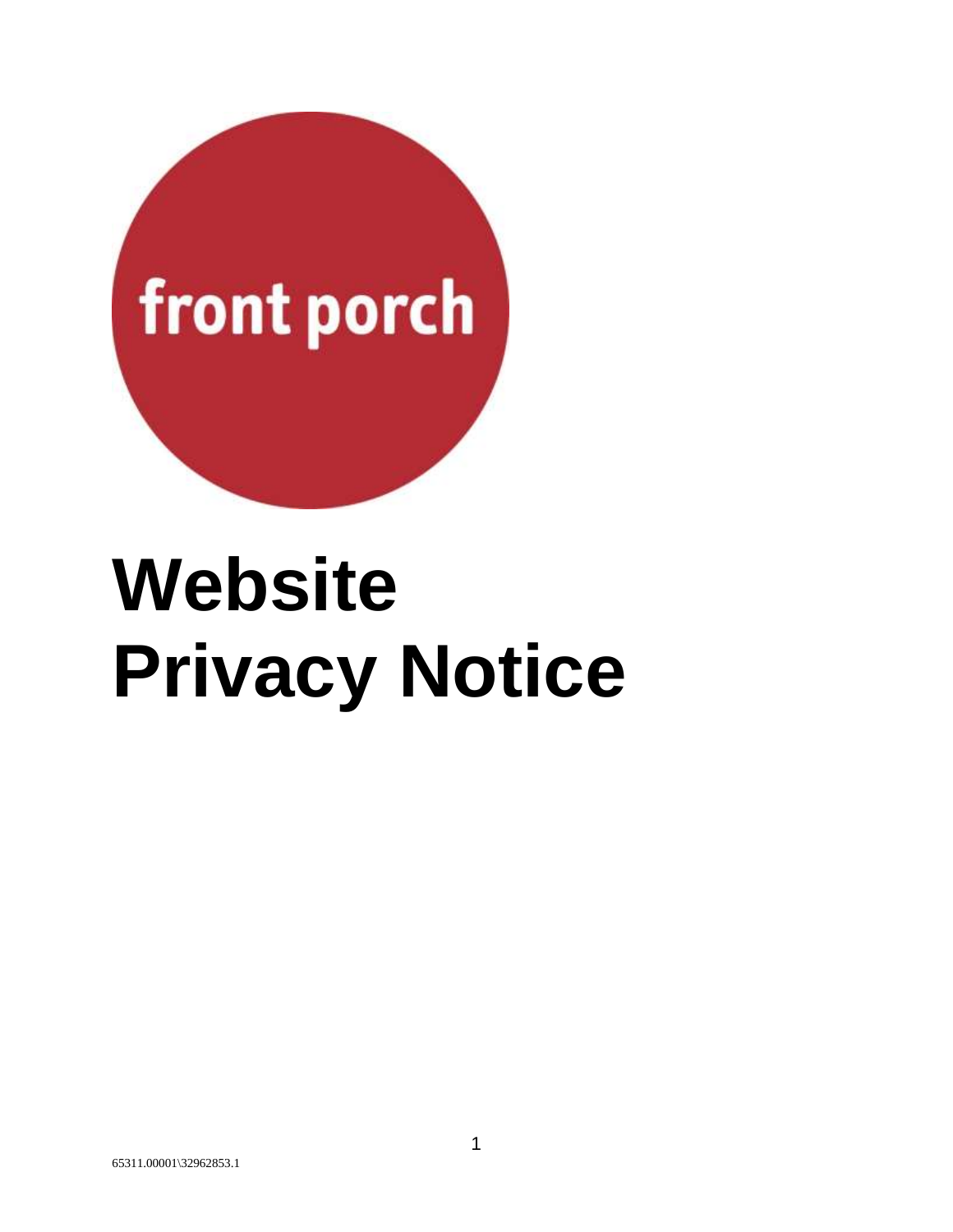front porch

# Website Privacy Notice

65311.00001\32962853.1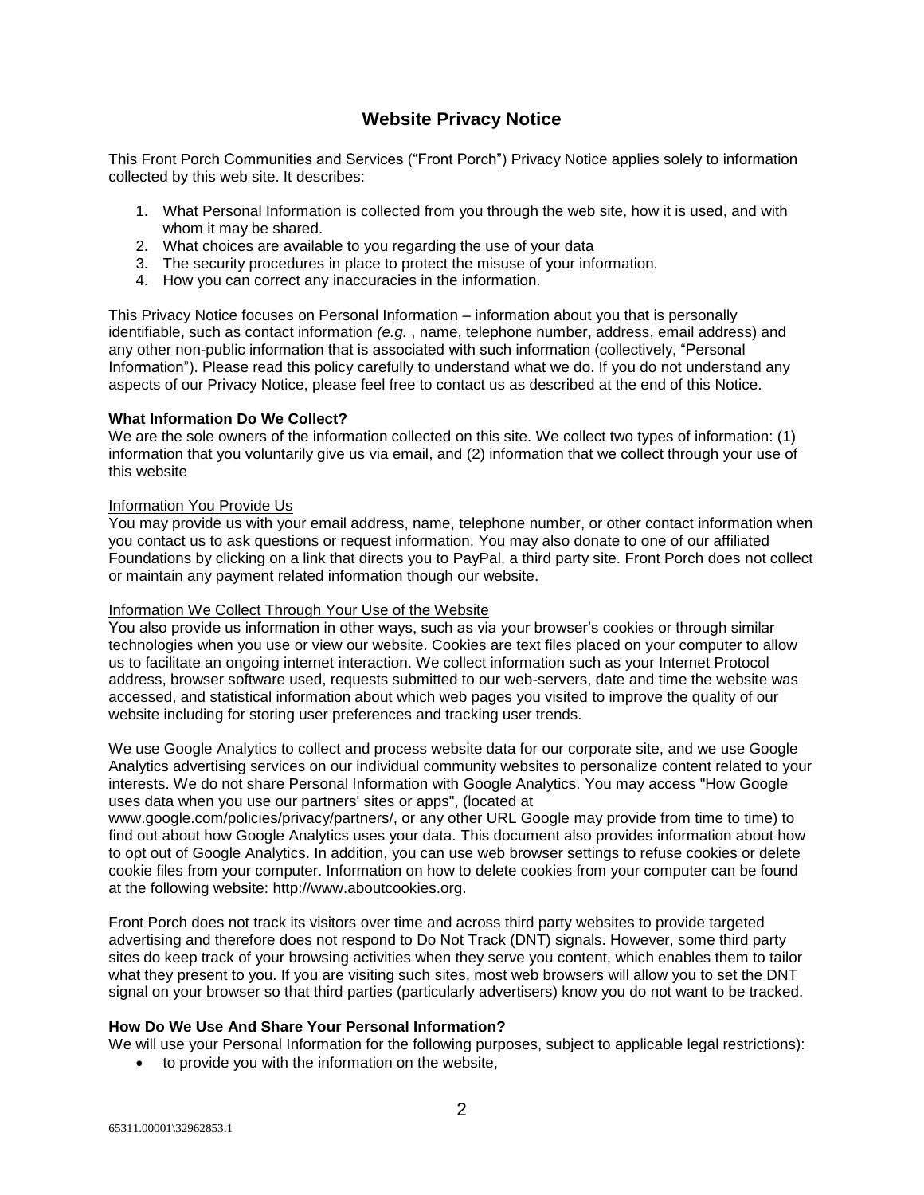# Website Privacy Notice

This Front Porch Communities and Services ("Front Porch") Privacy Notice applies solely to information collected by this web site. It describes:

1. What Personal Information is collected from you through the web site, how it is used, and with whom it may be shared.
2. What choices are available to you regarding the use of your data
3. The security procedures in place to protect the misuse of your information.
4. How you can correct any inaccuracies in the information.

This Privacy Notice focuses on Personal Information – information about you that is personally identifiable, such as contact information *(e.g.* , name, telephone number, address, email address) and any other non-public information that is associated with such information (collectively, "Personal Information"). Please read this policy carefully to understand what we do. If you do not understand any aspects of our Privacy Notice, please feel free to contact us as described at the end of this Notice.

**What Information Do We Collect?**

We are the sole owners of the information collected on this site. We collect two types of information: (1) information that you voluntarily give us via email, and (2) information that we collect through your use of this website

<u>Information You Provide Us</u>

You may provide us with your email address, name, telephone number, or other contact information when you contact us to ask questions or request information. You may also donate to one of our affiliated Foundations by clicking on a link that directs you to PayPal, a third party site. Front Porch does not collect or maintain any payment related information though our website.

<u>Information We Collect Through Your Use of the Website</u>

You also provide us information in other ways, such as via your browser's cookies or through similar technologies when you use or view our website. Cookies are text files placed on your computer to allow us to facilitate an ongoing internet interaction. We collect information such as your Internet Protocol address, browser software used, requests submitted to our web-servers, date and time the website was accessed, and statistical information about which web pages you visited to improve the quality of our website including for storing user preferences and tracking user trends.

We use Google Analytics to collect and process website data for our corporate site, and we use Google Analytics advertising services on our individual community websites to personalize content related to your interests. We do not share Personal Information with Google Analytics. You may access "How Google uses data when you use our partners' sites or apps", (located at www.google.com/policies/privacy/partners/, or any other URL Google may provide from time to time) to find out about how Google Analytics uses your data. This document also provides information about how to opt out of Google Analytics. In addition, you can use web browser settings to refuse cookies or delete cookie files from your computer. Information on how to delete cookies from your computer can be found at the following website: http://www.aboutcookies.org.

Front Porch does not track its visitors over time and across third party websites to provide targeted advertising and therefore does not respond to Do Not Track (DNT) signals. However, some third party sites do keep track of your browsing activities when they serve you content, which enables them to tailor what they present to you. If you are visiting such sites, most web browsers will allow you to set the DNT signal on your browser so that third parties (particularly advertisers) know you do not want to be tracked.

**How Do We Use And Share Your Personal Information?**

We will use your Personal Information for the following purposes, subject to applicable legal restrictions):

- to provide you with the information on the website,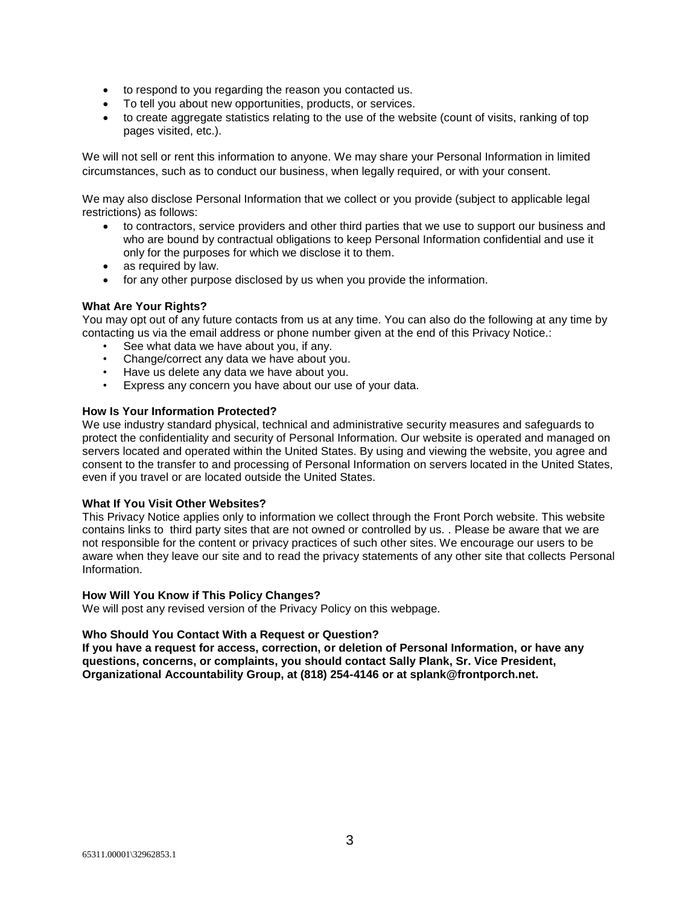- to respond to you regarding the reason you contacted us.
- To tell you about new opportunities, products, or services.
- to create aggregate statistics relating to the use of the website (count of visits, ranking of top pages visited, etc.).

We will not sell or rent this information to anyone. We may share your Personal Information in limited circumstances, such as to conduct our business, when legally required, or with your consent.

We may also disclose Personal Information that we collect or you provide (subject to applicable legal restrictions) as follows:

- to contractors, service providers and other third parties that we use to support our business and who are bound by contractual obligations to keep Personal Information confidential and use it only for the purposes for which we disclose it to them.
- as required by law.
- for any other purpose disclosed by us when you provide the information.

**What Are Your Rights?**

You may opt out of any future contacts from us at any time. You can also do the following at any time by contacting us via the email address or phone number given at the end of this Privacy Notice.:

- See what data we have about you, if any.
- Change/correct any data we have about you.
- Have us delete any data we have about you.
- Express any concern you have about our use of your data.

**How Is Your Information Protected?**

We use industry standard physical, technical and administrative security measures and safeguards to protect the confidentiality and security of Personal Information. Our website is operated and managed on servers located and operated within the United States. By using and viewing the website, you agree and consent to the transfer to and processing of Personal Information on servers located in the United States, even if you travel or are located outside the United States.

**What If You Visit Other Websites?**

This Privacy Notice applies only to information we collect through the Front Porch website. This website contains links to third party sites that are not owned or controlled by us. . Please be aware that we are not responsible for the content or privacy practices of such other sites. We encourage our users to be aware when they leave our site and to read the privacy statements of any other site that collects Personal Information.

**How Will You Know if This Policy Changes?**

We will post any revised version of the Privacy Policy on this webpage.

**Who Should You Contact With a Request or Question?**

**If you have a request for access, correction, or deletion of Personal Information, or have any questions, concerns, or complaints, you should contact Sally Plank, Sr. Vice President, Organizational Accountability Group, at (818) 254-4146 or at splank@frontporch.net.**

65311.00001\32962853.1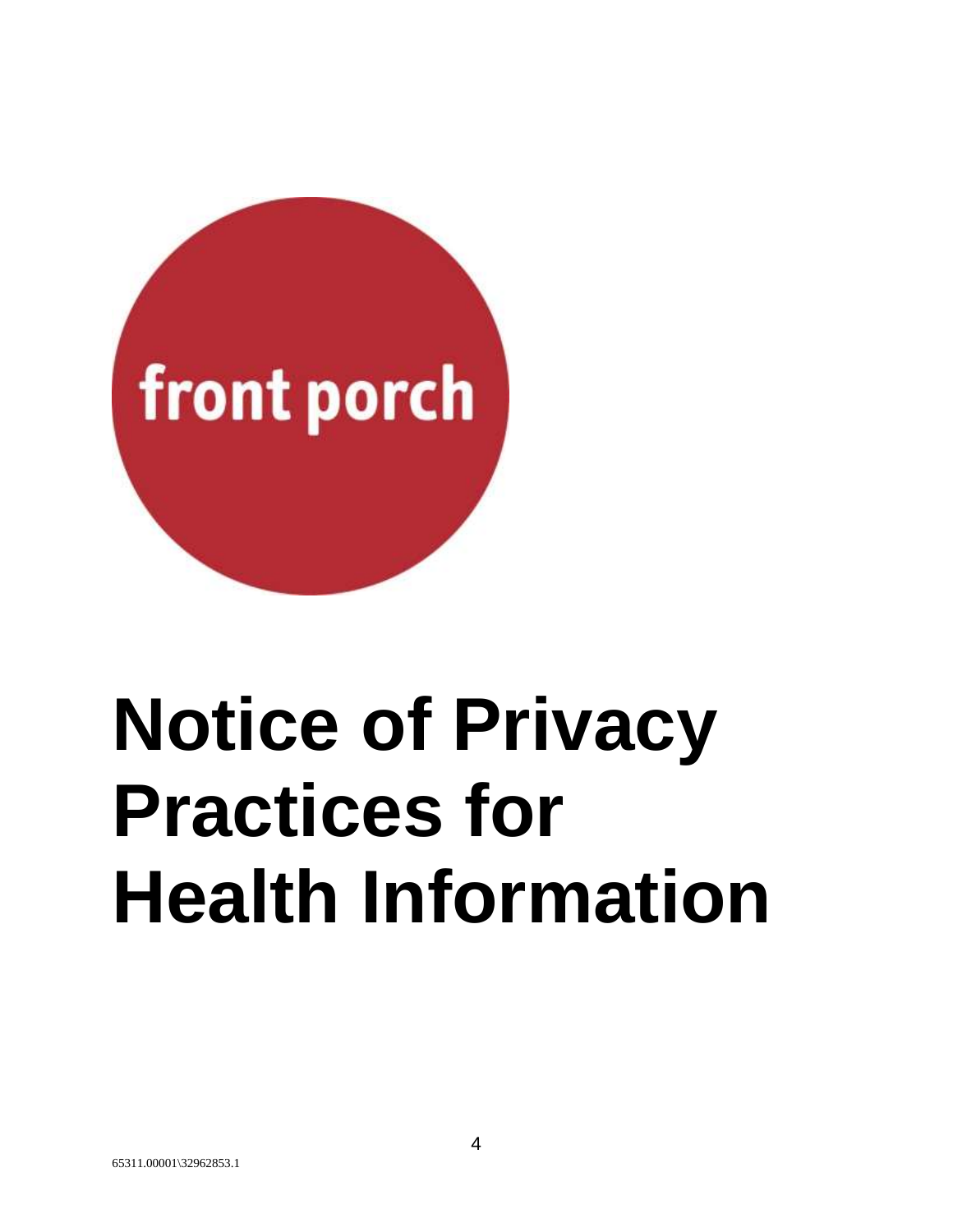front porch

# Notice of Privacy Practices for Health Information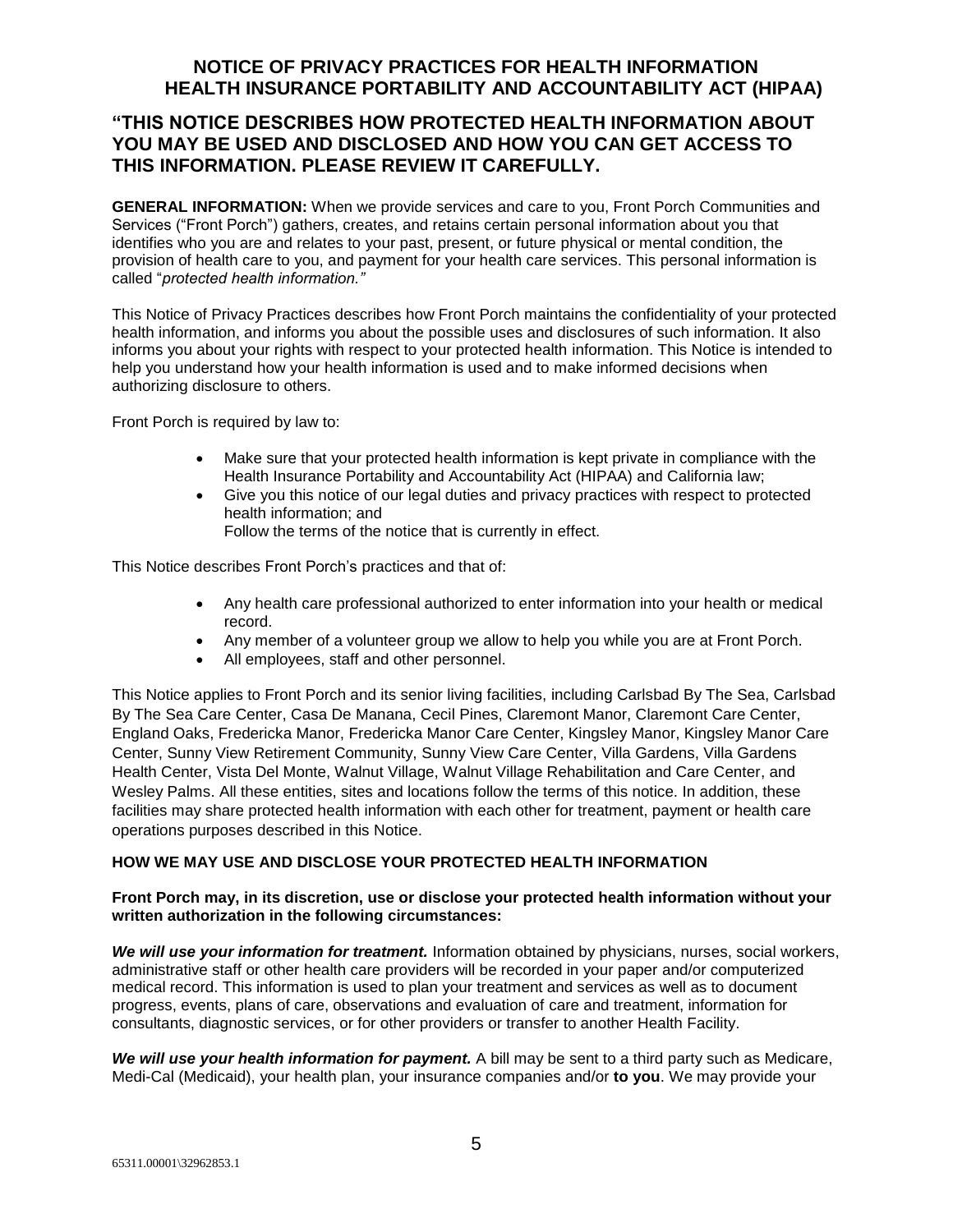# NOTICE OF PRIVACY PRACTICES FOR HEALTH INFORMATION HEALTH INSURANCE PORTABILITY AND ACCOUNTABILITY ACT (HIPAA)

## "THIS NOTICE DESCRIBES HOW PROTECTED HEALTH INFORMATION ABOUT YOU MAY BE USED AND DISCLOSED AND HOW YOU CAN GET ACCESS TO THIS INFORMATION. PLEASE REVIEW IT CAREFULLY.

**GENERAL INFORMATION:** When we provide services and care to you, Front Porch Communities and Services ("Front Porch") gathers, creates, and retains certain personal information about you that identifies who you are and relates to your past, present, or future physical or mental condition, the provision of health care to you, and payment for your health care services. This personal information is called "*protected health information."*

This Notice of Privacy Practices describes how Front Porch maintains the confidentiality of your protected health information, and informs you about the possible uses and disclosures of such information. It also informs you about your rights with respect to your protected health information. This Notice is intended to help you understand how your health information is used and to make informed decisions when authorizing disclosure to others.

Front Porch is required by law to:

- Make sure that your protected health information is kept private in compliance with the Health Insurance Portability and Accountability Act (HIPAA) and California law;
- Give you this notice of our legal duties and privacy practices with respect to protected health information; and
  Follow the terms of the notice that is currently in effect.

This Notice describes Front Porch's practices and that of:

- Any health care professional authorized to enter information into your health or medical record.
- Any member of a volunteer group we allow to help you while you are at Front Porch.
- All employees, staff and other personnel.

This Notice applies to Front Porch and its senior living facilities, including Carlsbad By The Sea, Carlsbad By The Sea Care Center, Casa De Manana, Cecil Pines, Claremont Manor, Claremont Care Center, England Oaks, Fredericka Manor, Fredericka Manor Care Center, Kingsley Manor, Kingsley Manor Care Center, Sunny View Retirement Community, Sunny View Care Center, Villa Gardens, Villa Gardens Health Center, Vista Del Monte, Walnut Village, Walnut Village Rehabilitation and Care Center, and Wesley Palms. All these entities, sites and locations follow the terms of this notice. In addition, these facilities may share protected health information with each other for treatment, payment or health care operations purposes described in this Notice.

### HOW WE MAY USE AND DISCLOSE YOUR PROTECTED HEALTH INFORMATION

**Front Porch may, in its discretion, use or disclose your protected health information without your written authorization in the following circumstances:**

***We will use your information for treatment.*** Information obtained by physicians, nurses, social workers, administrative staff or other health care providers will be recorded in your paper and/or computerized medical record. This information is used to plan your treatment and services as well as to document progress, events, plans of care, observations and evaluation of care and treatment, information for consultants, diagnostic services, or for other providers or transfer to another Health Facility.

***We will use your health information for payment.*** A bill may be sent to a third party such as Medicare, Medi-Cal (Medicaid), your health plan, your insurance companies and/or **to you**. We may provide your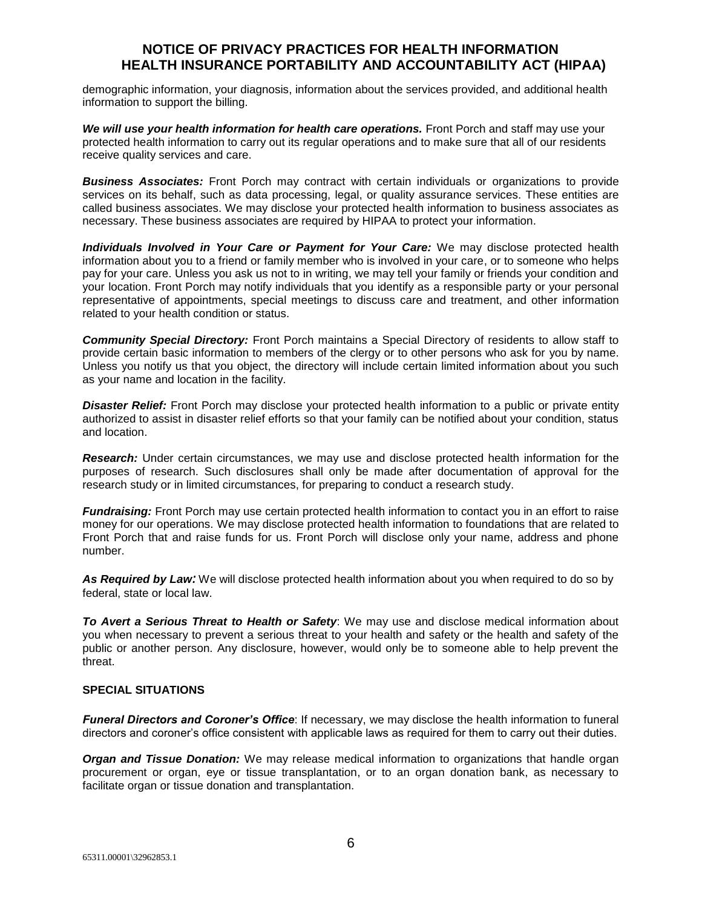demographic information, your diagnosis, information about the services provided, and additional health information to support the billing.

***We will use your health information for health care operations.*** Front Porch and staff may use your protected health information to carry out its regular operations and to make sure that all of our residents receive quality services and care.

***Business Associates:*** Front Porch may contract with certain individuals or organizations to provide services on its behalf, such as data processing, legal, or quality assurance services. These entities are called business associates. We may disclose your protected health information to business associates as necessary. These business associates are required by HIPAA to protect your information.

***Individuals Involved in Your Care or Payment for Your Care:*** We may disclose protected health information about you to a friend or family member who is involved in your care, or to someone who helps pay for your care. Unless you ask us not to in writing, we may tell your family or friends your condition and your location. Front Porch may notify individuals that you identify as a responsible party or your personal representative of appointments, special meetings to discuss care and treatment, and other information related to your health condition or status.

***Community Special Directory:*** Front Porch maintains a Special Directory of residents to allow staff to provide certain basic information to members of the clergy or to other persons who ask for you by name. Unless you notify us that you object, the directory will include certain limited information about you such as your name and location in the facility.

***Disaster Relief:*** Front Porch may disclose your protected health information to a public or private entity authorized to assist in disaster relief efforts so that your family can be notified about your condition, status and location.

***Research:*** Under certain circumstances, we may use and disclose protected health information for the purposes of research. Such disclosures shall only be made after documentation of approval for the research study or in limited circumstances, for preparing to conduct a research study.

***Fundraising:*** Front Porch may use certain protected health information to contact you in an effort to raise money for our operations. We may disclose protected health information to foundations that are related to Front Porch that and raise funds for us. Front Porch will disclose only your name, address and phone number.

***As Required by Law:*** We will disclose protected health information about you when required to do so by federal, state or local law.

***To Avert a Serious Threat to Health or Safety***: We may use and disclose medical information about you when necessary to prevent a serious threat to your health and safety or the health and safety of the public or another person. Any disclosure, however, would only be to someone able to help prevent the threat.

**SPECIAL SITUATIONS**

***Funeral Directors and Coroner's Office***: If necessary, we may disclose the health information to funeral directors and coroner's office consistent with applicable laws as required for them to carry out their duties.

***Organ and Tissue Donation:*** We may release medical information to organizations that handle organ procurement or organ, eye or tissue transplantation, or to an organ donation bank, as necessary to facilitate organ or tissue donation and transplantation.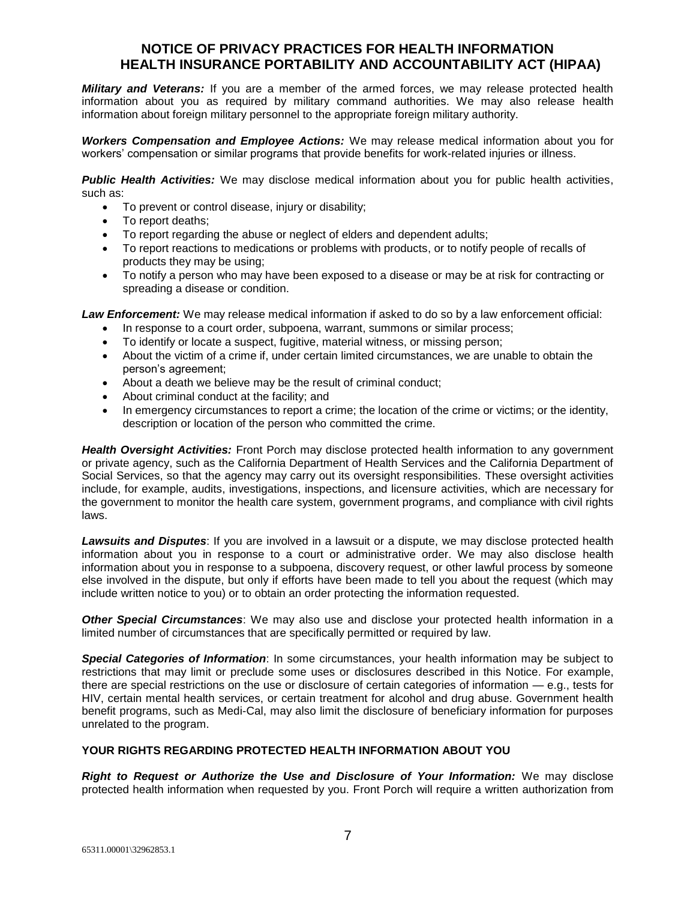# NOTICE OF PRIVACY PRACTICES FOR HEALTH INFORMATION HEALTH INSURANCE PORTABILITY AND ACCOUNTABILITY ACT (HIPAA)

***Military and Veterans:*** If you are a member of the armed forces, we may release protected health information about you as required by military command authorities. We may also release health information about foreign military personnel to the appropriate foreign military authority.

***Workers Compensation and Employee Actions:*** We may release medical information about you for workers' compensation or similar programs that provide benefits for work-related injuries or illness.

***Public Health Activities:*** We may disclose medical information about you for public health activities, such as:

- To prevent or control disease, injury or disability;
- To report deaths;
- To report regarding the abuse or neglect of elders and dependent adults;
- To report reactions to medications or problems with products, or to notify people of recalls of products they may be using;
- To notify a person who may have been exposed to a disease or may be at risk for contracting or spreading a disease or condition.

***Law Enforcement:*** We may release medical information if asked to do so by a law enforcement official:

- In response to a court order, subpoena, warrant, summons or similar process;
- To identify or locate a suspect, fugitive, material witness, or missing person;
- About the victim of a crime if, under certain limited circumstances, we are unable to obtain the person's agreement;
- About a death we believe may be the result of criminal conduct;
- About criminal conduct at the facility; and
- In emergency circumstances to report a crime; the location of the crime or victims; or the identity, description or location of the person who committed the crime.

***Health Oversight Activities:*** Front Porch may disclose protected health information to any government or private agency, such as the California Department of Health Services and the California Department of Social Services, so that the agency may carry out its oversight responsibilities. These oversight activities include, for example, audits, investigations, inspections, and licensure activities, which are necessary for the government to monitor the health care system, government programs, and compliance with civil rights laws.

***Lawsuits and Disputes***: If you are involved in a lawsuit or a dispute, we may disclose protected health information about you in response to a court or administrative order. We may also disclose health information about you in response to a subpoena, discovery request, or other lawful process by someone else involved in the dispute, but only if efforts have been made to tell you about the request (which may include written notice to you) or to obtain an order protecting the information requested.

***Other Special Circumstances***: We may also use and disclose your protected health information in a limited number of circumstances that are specifically permitted or required by law.

***Special Categories of Information***: In some circumstances, your health information may be subject to restrictions that may limit or preclude some uses or disclosures described in this Notice. For example, there are special restrictions on the use or disclosure of certain categories of information — e.g., tests for HIV, certain mental health services, or certain treatment for alcohol and drug abuse. Government health benefit programs, such as Medi-Cal, may also limit the disclosure of beneficiary information for purposes unrelated to the program.

## YOUR RIGHTS REGARDING PROTECTED HEALTH INFORMATION ABOUT YOU

***Right to Request or Authorize the Use and Disclosure of Your Information:*** We may disclose protected health information when requested by you. Front Porch will require a written authorization from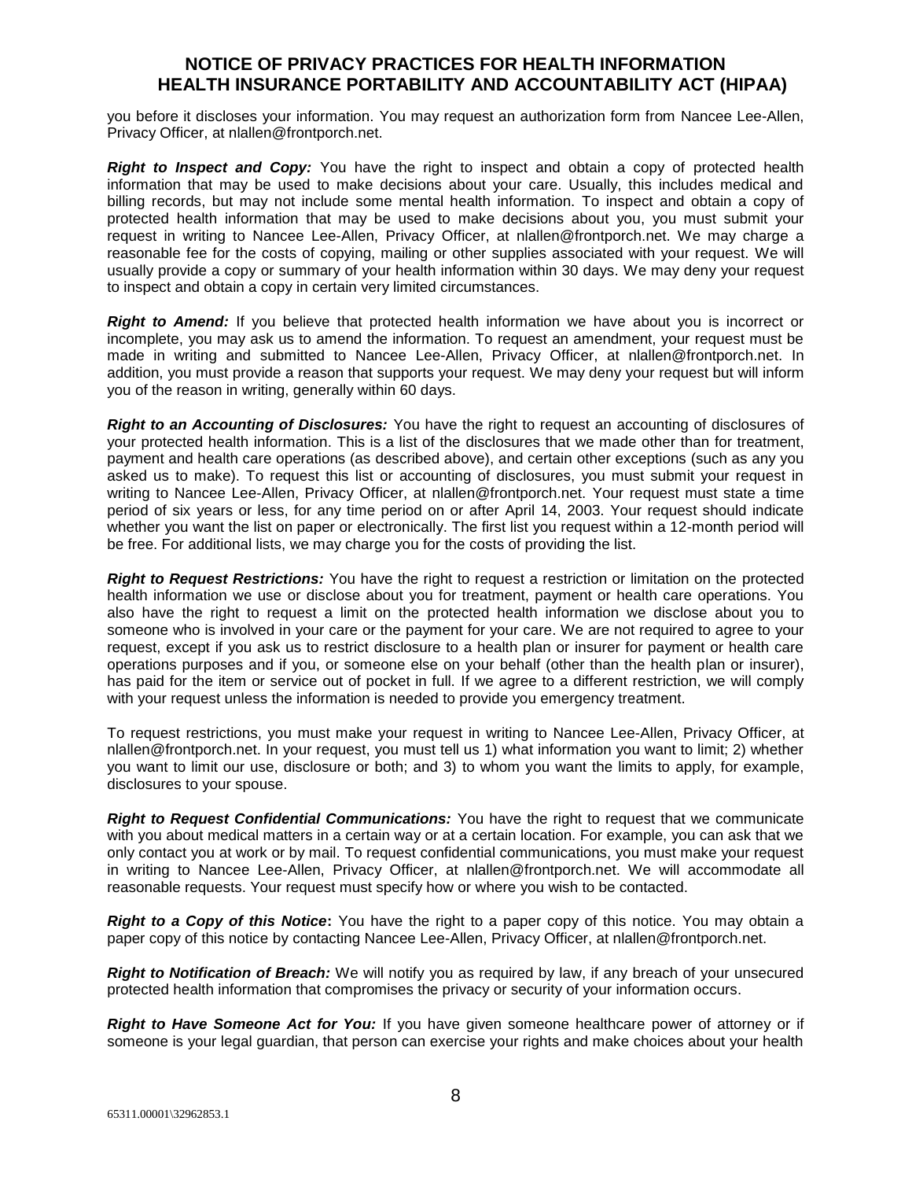you before it discloses your information. You may request an authorization form from Nancee Lee-Allen, Privacy Officer, at nlallen@frontporch.net.

***Right to Inspect and Copy:*** You have the right to inspect and obtain a copy of protected health information that may be used to make decisions about your care. Usually, this includes medical and billing records, but may not include some mental health information. To inspect and obtain a copy of protected health information that may be used to make decisions about you, you must submit your request in writing to Nancee Lee-Allen, Privacy Officer, at nlallen@frontporch.net. We may charge a reasonable fee for the costs of copying, mailing or other supplies associated with your request. We will usually provide a copy or summary of your health information within 30 days. We may deny your request to inspect and obtain a copy in certain very limited circumstances.

***Right to Amend:*** If you believe that protected health information we have about you is incorrect or incomplete, you may ask us to amend the information. To request an amendment, your request must be made in writing and submitted to Nancee Lee-Allen, Privacy Officer, at nlallen@frontporch.net. In addition, you must provide a reason that supports your request. We may deny your request but will inform you of the reason in writing, generally within 60 days.

***Right to an Accounting of Disclosures:*** You have the right to request an accounting of disclosures of your protected health information. This is a list of the disclosures that we made other than for treatment, payment and health care operations (as described above), and certain other exceptions (such as any you asked us to make). To request this list or accounting of disclosures, you must submit your request in writing to Nancee Lee-Allen, Privacy Officer, at nlallen@frontporch.net. Your request must state a time period of six years or less, for any time period on or after April 14, 2003. Your request should indicate whether you want the list on paper or electronically. The first list you request within a 12-month period will be free. For additional lists, we may charge you for the costs of providing the list.

***Right to Request Restrictions:*** You have the right to request a restriction or limitation on the protected health information we use or disclose about you for treatment, payment or health care operations. You also have the right to request a limit on the protected health information we disclose about you to someone who is involved in your care or the payment for your care. We are not required to agree to your request, except if you ask us to restrict disclosure to a health plan or insurer for payment or health care operations purposes and if you, or someone else on your behalf (other than the health plan or insurer), has paid for the item or service out of pocket in full. If we agree to a different restriction, we will comply with your request unless the information is needed to provide you emergency treatment.

To request restrictions, you must make your request in writing to Nancee Lee-Allen, Privacy Officer, at nlallen@frontporch.net. In your request, you must tell us 1) what information you want to limit; 2) whether you want to limit our use, disclosure or both; and 3) to whom you want the limits to apply, for example, disclosures to your spouse.

***Right to Request Confidential Communications:*** You have the right to request that we communicate with you about medical matters in a certain way or at a certain location. For example, you can ask that we only contact you at work or by mail. To request confidential communications, you must make your request in writing to Nancee Lee-Allen, Privacy Officer, at nlallen@frontporch.net. We will accommodate all reasonable requests. Your request must specify how or where you wish to be contacted.

***Right to a Copy of this Notice*:** You have the right to a paper copy of this notice. You may obtain a paper copy of this notice by contacting Nancee Lee-Allen, Privacy Officer, at nlallen@frontporch.net.

***Right to Notification of Breach:*** We will notify you as required by law, if any breach of your unsecured protected health information that compromises the privacy or security of your information occurs.

***Right to Have Someone Act for You:*** If you have given someone healthcare power of attorney or if someone is your legal guardian, that person can exercise your rights and make choices about your health

65311.00001\32962853.1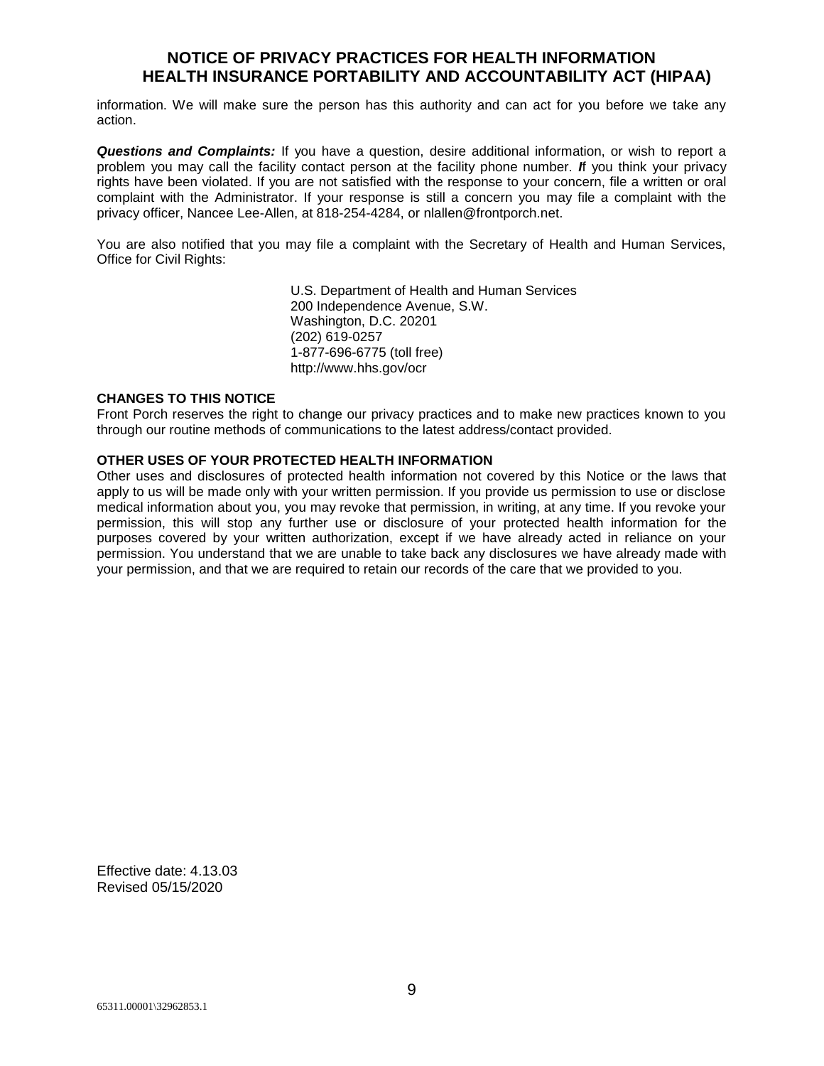information. We will make sure the person has this authority and can act for you before we take any action.

***Questions and Complaints:*** If you have a question, desire additional information, or wish to report a problem you may call the facility contact person at the facility phone number. ***I***f you think your privacy rights have been violated. If you are not satisfied with the response to your concern, file a written or oral complaint with the Administrator. If your response is still a concern you may file a complaint with the privacy officer, Nancee Lee-Allen, at 818-254-4284, or nlallen@frontporch.net.

You are also notified that you may file a complaint with the Secretary of Health and Human Services, Office for Civil Rights:

U.S. Department of Health and Human Services
200 Independence Avenue, S.W.
Washington, D.C. 20201
(202) 619-0257
1-877-696-6775 (toll free)
http://www.hhs.gov/ocr

**CHANGES TO THIS NOTICE**

Front Porch reserves the right to change our privacy practices and to make new practices known to you through our routine methods of communications to the latest address/contact provided.

**OTHER USES OF YOUR PROTECTED HEALTH INFORMATION**

Other uses and disclosures of protected health information not covered by this Notice or the laws that apply to us will be made only with your written permission. If you provide us permission to use or disclose medical information about you, you may revoke that permission, in writing, at any time. If you revoke your permission, this will stop any further use or disclosure of your protected health information for the purposes covered by your written authorization, except if we have already acted in reliance on your permission. You understand that we are unable to take back any disclosures we have already made with your permission, and that we are required to retain our records of the care that we provided to you.

Effective date: 4.13.03
Revised 05/15/2020

65311.00001\32962853.1